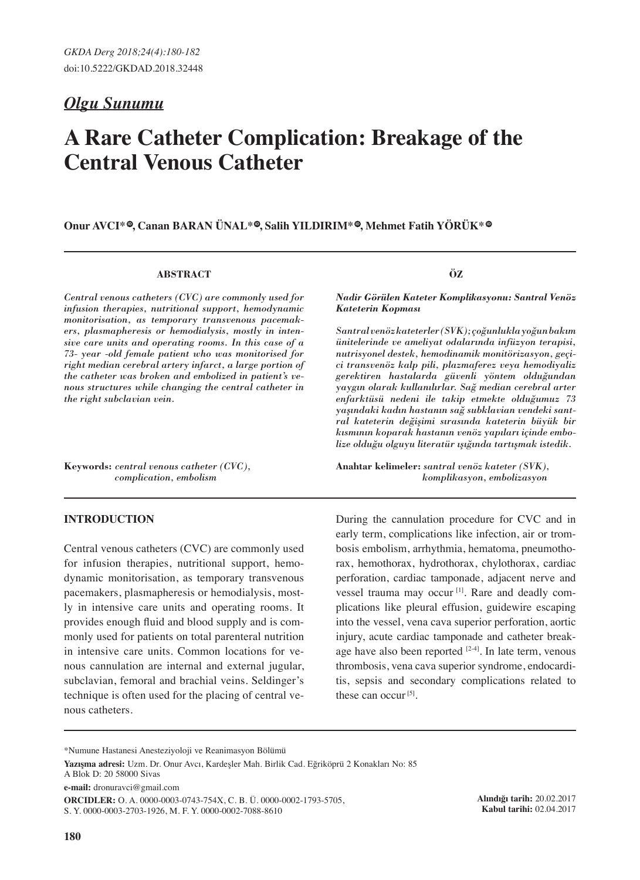*Olgu Sunumu*

# A Rare Catheter Complication: Breakage of the Central Venous Catheter

**Onur AVCI*, Canan BARAN ÜNAL*, Salih YILDIRIM*, Mehmet Fatih YÖRÜK***

## ABSTRACT

*Central venous catheters (CVC) are commonly used for infusion therapies, nutritional support, hemodynamic monitorisation, as temporary transvenous pacemakers, plasmapheresis or hemodialysis, mostly in intensive care units and operating rooms. In this case of a 73- year -old female patient who was monitorised for right median cerebral artery infarct, a large portion of the catheter was broken and embolized in patient's venous structures while changing the central catheter in the right subclavian vein.*

**Keywords:** *central venous catheter (CVC), complication, embolism*

## ÖZ

***Nadir Görülen Kateter Komplikasyonu: Santral Venöz Kateterin Kopması***

***Santral venöz kateterler (SVK); çoğunlukla yoğun bakım ünitelerinde ve ameliyat odalarında infüzyon terapisi, nutrisyonel destek, hemodinamik monitörizasyon, geçici transvenöz kalp pili, plazmaferez veya hemodiyaliz gerektiren hastalarda güvenli yöntem olduğundan yaygın olarak kullanılırlar. Sağ median cerebral arter enfarktüsü nedeni ile takip etmekte olduğumuz 73 yaşındaki kadın hastanın sağ subklavian vendeki santral kateterin değişimi sırasında kateterin büyük bir kısmının koparak hastanın venöz yapıları içinde embolize olduğu olguyu literatür ışığında tartışmak istedik.***

**Anahtar kelimeler:** *santral venöz kateter (SVK), komplikasyon, embolizasyon*

## INTRODUCTION

Central venous catheters (CVC) are commonly used for infusion therapies, nutritional support, hemodynamic monitorisation, as temporary transvenous pacemakers, plasmapheresis or hemodialysis, mostly in intensive care units and operating rooms. It provides enough fluid and blood supply and is commonly used for patients on total parenteral nutrition in intensive care units. Common locations for venous cannulation are internal and external jugular, subclavian, femoral and brachial veins. Seldinger's technique is often used for the placing of central venous catheters.

During the cannulation procedure for CVC and in early term, complications like infection, air or trombosis embolism, arrhythmia, hematoma, pneumothorax, hemothorax, hydrothorax, chylothorax, cardiac perforation, cardiac tamponade, adjacent nerve and vessel trauma may occur [1]. Rare and deadly complications like pleural effusion, guidewire escaping into the vessel, vena cava superior perforation, aortic injury, acute cardiac tamponade and catheter breakage have also been reported [2-4]. In late term, venous thrombosis, vena cava superior syndrome, endocarditis, sepsis and secondary complications related to these can occur [5].

---

*Numune Hastanesi Anesteziyoloji ve Reanimasyon Bölümü

**Yazışma adresi:** Uzm. Dr. Onur Avcı, Kardeşler Mah. Birlik Cad. Eğriköprü 2 Konakları No: 85 A Blok D: 20 58000 Sivas

**e-mail:** dronuravci@gmail.com

**ORCIDLER:** O. A. 0000-0003-0743-754X, C. B. Ü. 0000-0002-1793-5705, S. Y. 0000-0003-2703-1926, M. F. Y. 0000-0002-7088-8610

**Alındığı tarih:** 20.02.2017
**Kabul tarihi:** 02.04.2017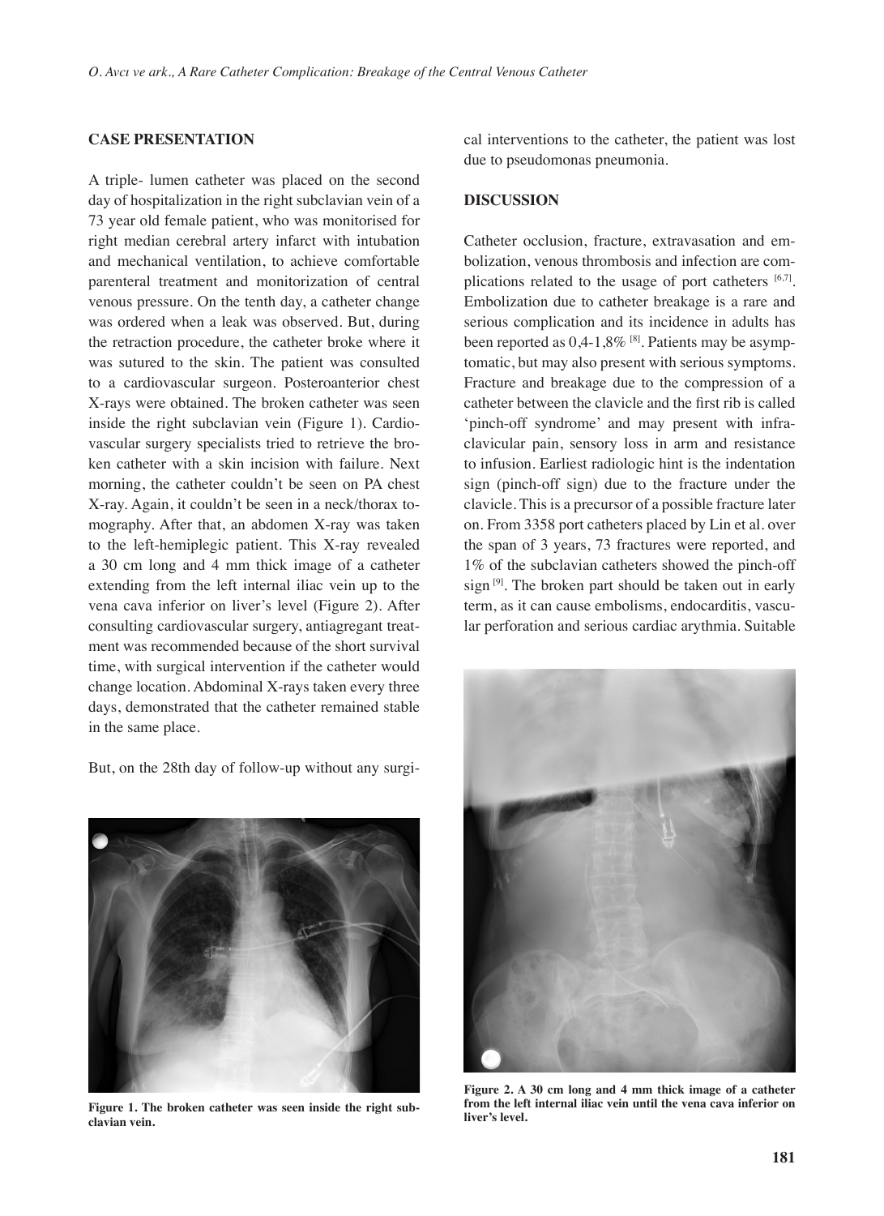## CASE PRESENTATION

A triple- lumen catheter was placed on the second day of hospitalization in the right subclavian vein of a 73 year old female patient, who was monitorised for right median cerebral artery infarct with intubation and mechanical ventilation, to achieve comfortable parenteral treatment and monitorization of central venous pressure. On the tenth day, a catheter change was ordered when a leak was observed. But, during the retraction procedure, the catheter broke where it was sutured to the skin. The patient was consulted to a cardiovascular surgeon. Posteroanterior chest X-rays were obtained. The broken catheter was seen inside the right subclavian vein (Figure 1). Cardiovascular surgery specialists tried to retrieve the broken catheter with a skin incision with failure. Next morning, the catheter couldn't be seen on PA chest X-ray. Again, it couldn't be seen in a neck/thorax tomography. After that, an abdomen X-ray was taken to the left-hemiplegic patient. This X-ray revealed a 30 cm long and 4 mm thick image of a catheter extending from the left internal iliac vein up to the vena cava inferior on liver's level (Figure 2). After consulting cardiovascular surgery, antiagregant treatment was recommended because of the short survival time, with surgical intervention if the catheter would change location. Abdominal X-rays taken every three days, demonstrated that the catheter remained stable in the same place.

But, on the 28th day of follow-up without any surgical interventions to the catheter, the patient was lost due to pseudomonas pneumonia.

**Figure 1. The broken catheter was seen inside the right subclavian vein.**

## DISCUSSION

Catheter occlusion, fracture, extravasation and embolization, venous thrombosis and infection are complications related to the usage of port catheters [6,7]. Embolization due to catheter breakage is a rare and serious complication and its incidence in adults has been reported as 0,4-1,8% [8]. Patients may be asymptomatic, but may also present with serious symptoms. Fracture and breakage due to the compression of a catheter between the clavicle and the first rib is called 'pinch-off syndrome' and may present with infraclavicular pain, sensory loss in arm and resistance to infusion. Earliest radiologic hint is the indentation sign (pinch-off sign) due to the fracture under the clavicle. This is a precursor of a possible fracture later on. From 3358 port catheters placed by Lin et al. over the span of 3 years, 73 fractures were reported, and 1% of the subclavian catheters showed the pinch-off sign [9]. The broken part should be taken out in early term, as it can cause embolisms, endocarditis, vascular perforation and serious cardiac arythmia. Suitable

**Figure 2. A 30 cm long and 4 mm thick image of a catheter from the left internal iliac vein until the vena cava inferior on liver's level.**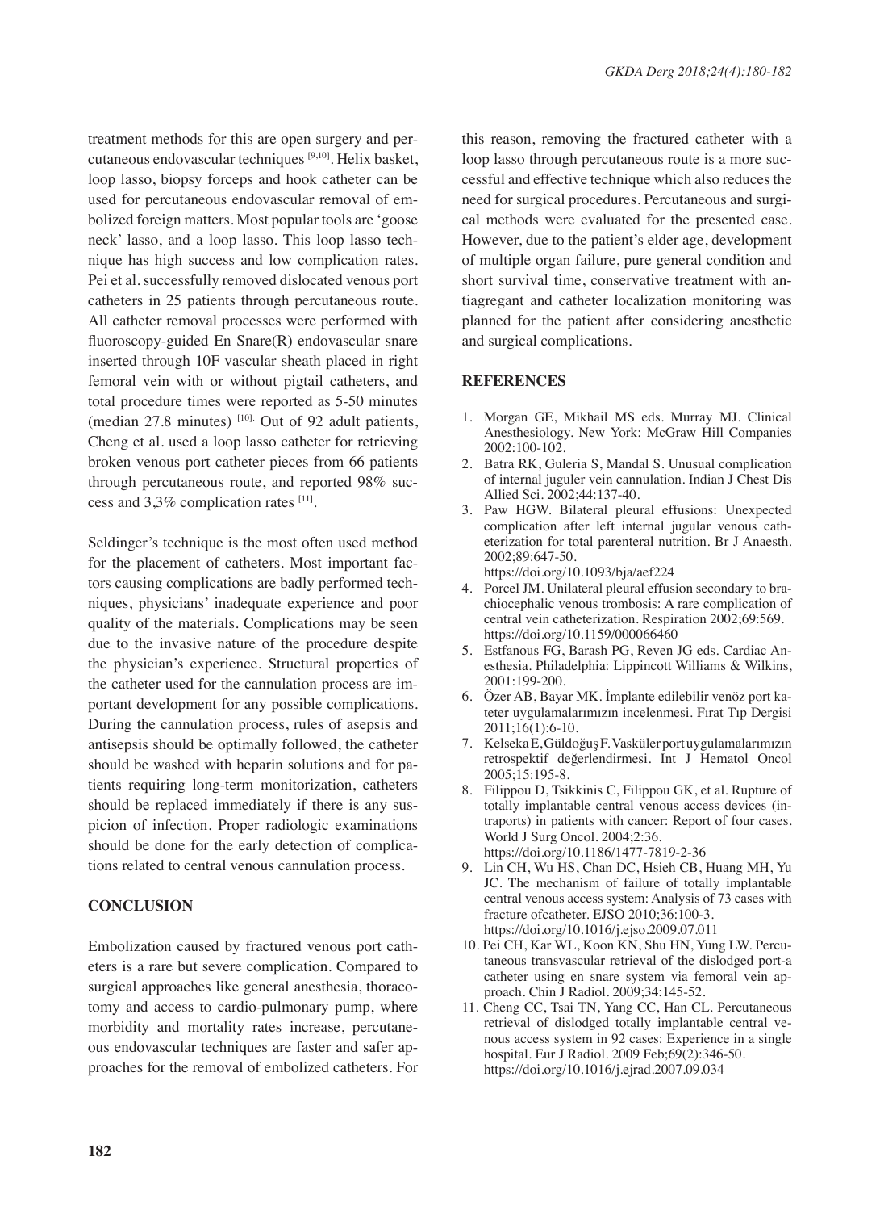treatment methods for this are open surgery and percutaneous endovascular techniques [9,10]. Helix basket, loop lasso, biopsy forceps and hook catheter can be used for percutaneous endovascular removal of embolized foreign matters. Most popular tools are 'goose neck' lasso, and a loop lasso. This loop lasso technique has high success and low complication rates. Pei et al. successfully removed dislocated venous port catheters in 25 patients through percutaneous route. All catheter removal processes were performed with fluoroscopy-guided En Snare(R) endovascular snare inserted through 10F vascular sheath placed in right femoral vein with or without pigtail catheters, and total procedure times were reported as 5-50 minutes (median 27.8 minutes) [10]. Out of 92 adult patients, Cheng et al. used a loop lasso catheter for retrieving broken venous port catheter pieces from 66 patients through percutaneous route, and reported 98% success and 3,3% complication rates [11].

Seldinger's technique is the most often used method for the placement of catheters. Most important factors causing complications are badly performed techniques, physicians' inadequate experience and poor quality of the materials. Complications may be seen due to the invasive nature of the procedure despite the physician's experience. Structural properties of the catheter used for the cannulation process are important development for any possible complications. During the cannulation process, rules of asepsis and antisepsis should be optimally followed, the catheter should be washed with heparin solutions and for patients requiring long-term monitorization, catheters should be replaced immediately if there is any suspicion of infection. Proper radiologic examinations should be done for the early detection of complications related to central venous cannulation process.

## CONCLUSION

Embolization caused by fractured venous port catheters is a rare but severe complication. Compared to surgical approaches like general anesthesia, thoracotomy and access to cardio-pulmonary pump, where morbidity and mortality rates increase, percutaneous endovascular techniques are faster and safer approaches for the removal of embolized catheters. For this reason, removing the fractured catheter with a loop lasso through percutaneous route is a more successful and effective technique which also reduces the need for surgical procedures. Percutaneous and surgical methods were evaluated for the presented case. However, due to the patient's elder age, development of multiple organ failure, pure general condition and short survival time, conservative treatment with antiagregant and catheter localization monitoring was planned for the patient after considering anesthetic and surgical complications.

## REFERENCES

1. Morgan GE, Mikhail MS eds. Murray MJ. Clinical Anesthesiology. New York: McGraw Hill Companies 2002:100-102.
2. Batra RK, Guleria S, Mandal S. Unusual complication of internal juguler vein cannulation. Indian J Chest Dis Allied Sci. 2002;44:137-40.
3. Paw HGW. Bilateral pleural effusions: Unexpected complication after left internal jugular venous catheterization for total parenteral nutrition. Br J Anaesth. 2002;89:647-50. https://doi.org/10.1093/bja/aef224
4. Porcel JM. Unilateral pleural effusion secondary to brachiocephalic venous trombosis: A rare complication of central vein catheterization. Respiration 2002;69:569. https://doi.org/10.1159/000066460
5. Estfanous FG, Barash PG, Reven JG eds. Cardiac Anesthesia. Philadelphia: Lippincott Williams & Wilkins, 2001:199-200.
6. Özer AB, Bayar MK. İmplante edilebilir venöz port kateter uygulamalarımızın incelenmesi. Fırat Tıp Dergisi 2011;16(1):6-10.
7. Kelseka E, Güldoğuş F. Vasküler port uygulamalarımızın retrospektif değerlendirmesi. Int J Hematol Oncol 2005;15:195-8.
8. Filippou D, Tsikkinis C, Filippou GK, et al. Rupture of totally implantable central venous access devices (intraports) in patients with cancer: Report of four cases. World J Surg Oncol. 2004;2:36. https://doi.org/10.1186/1477-7819-2-36
9. Lin CH, Wu HS, Chan DC, Hsieh CB, Huang MH, Yu JC. The mechanism of failure of totally implantable central venous access system: Analysis of 73 cases with fracture ofcatheter. EJSO 2010;36:100-3. https://doi.org/10.1016/j.ejso.2009.07.011
10. Pei CH, Kar WL, Koon KN, Shu HN, Yung LW. Percutaneous transvascular retrieval of the dislodged port-a catheter using en snare system via femoral vein approach. Chin J Radiol. 2009;34:145-52.
11. Cheng CC, Tsai TN, Yang CC, Han CL. Percutaneous retrieval of dislodged totally implantable central venous access system in 92 cases: Experience in a single hospital. Eur J Radiol. 2009 Feb;69(2):346-50. https://doi.org/10.1016/j.ejrad.2007.09.034